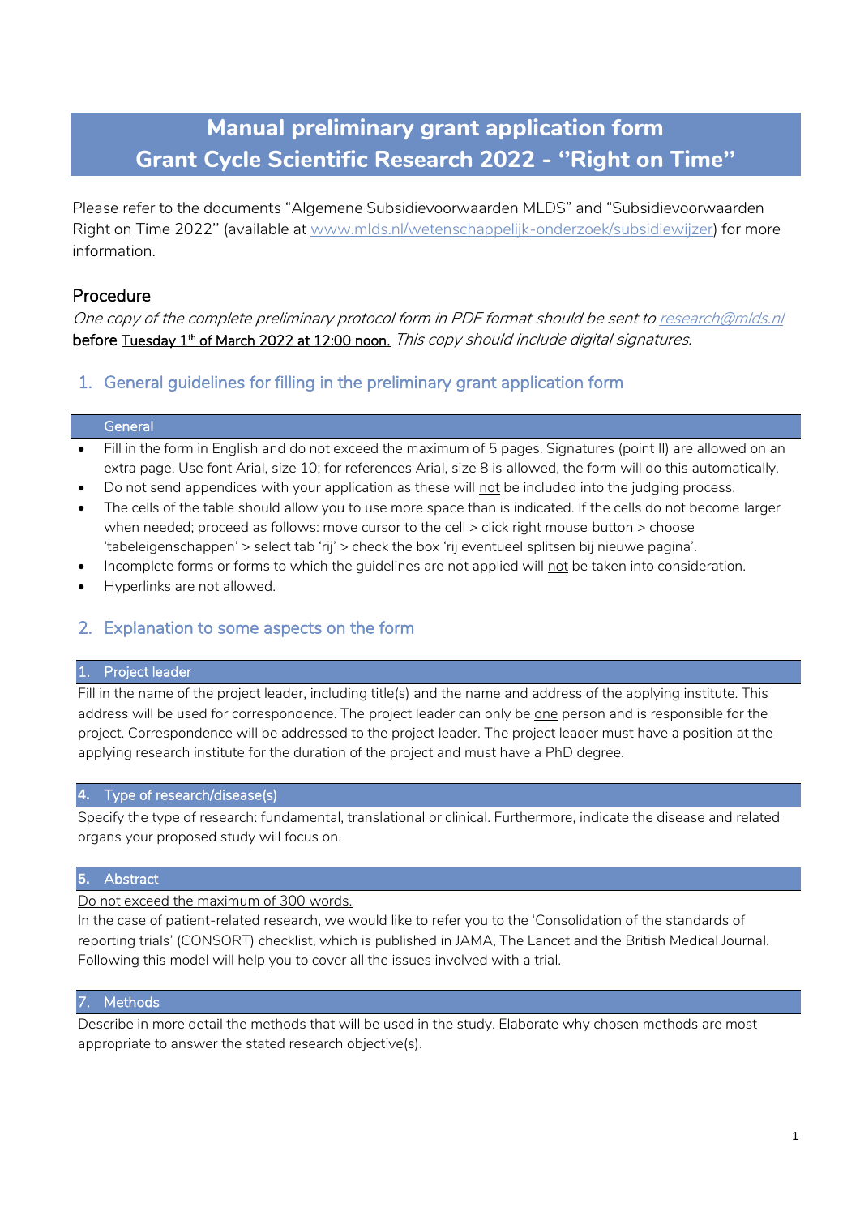# Manual preliminary grant application form
# Grant Cycle Scientific Research 2022 - ''Right on Time''

Please refer to the documents "Algemene Subsidievoorwaarden MLDS" and "Subsidievoorwaarden Right on Time 2022'' (available at www.mlds.nl/wetenschappelijk-onderzoek/subsidiewijzer) for more information.

## Procedure

*One copy of the complete preliminary protocol form in PDF format should be sent to research@mlds.nl* **before** Tuesday 1th of March 2022 at 12:00 noon. *This copy should include digital signatures.*

## 1. General guidelines for filling in the preliminary grant application form

### General

- Fill in the form in English and do not exceed the maximum of 5 pages. Signatures (point II) are allowed on an extra page. Use font Arial, size 10; for references Arial, size 8 is allowed, the form will do this automatically.
- Do not send appendices with your application as these will not be included into the judging process.
- The cells of the table should allow you to use more space than is indicated. If the cells do not become larger when needed; proceed as follows: move cursor to the cell > click right mouse button > choose 'tabeleigenschappen' > select tab 'rij' > check the box 'rij eventueel splitsen bij nieuwe pagina'.
- Incomplete forms or forms to which the guidelines are not applied will not be taken into consideration.
- Hyperlinks are not allowed.

## 2. Explanation to some aspects on the form

### 1. Project leader

Fill in the name of the project leader, including title(s) and the name and address of the applying institute. This address will be used for correspondence. The project leader can only be one person and is responsible for the project. Correspondence will be addressed to the project leader. The project leader must have a position at the applying research institute for the duration of the project and must have a PhD degree.

### 4. Type of research/disease(s)

Specify the type of research: fundamental, translational or clinical. Furthermore, indicate the disease and related organs your proposed study will focus on.

### 5. Abstract

Do not exceed the maximum of 300 words.

In the case of patient-related research, we would like to refer you to the 'Consolidation of the standards of reporting trials' (CONSORT) checklist, which is published in JAMA, The Lancet and the British Medical Journal. Following this model will help you to cover all the issues involved with a trial.

### 7. Methods

Describe in more detail the methods that will be used in the study. Elaborate why chosen methods are most appropriate to answer the stated research objective(s).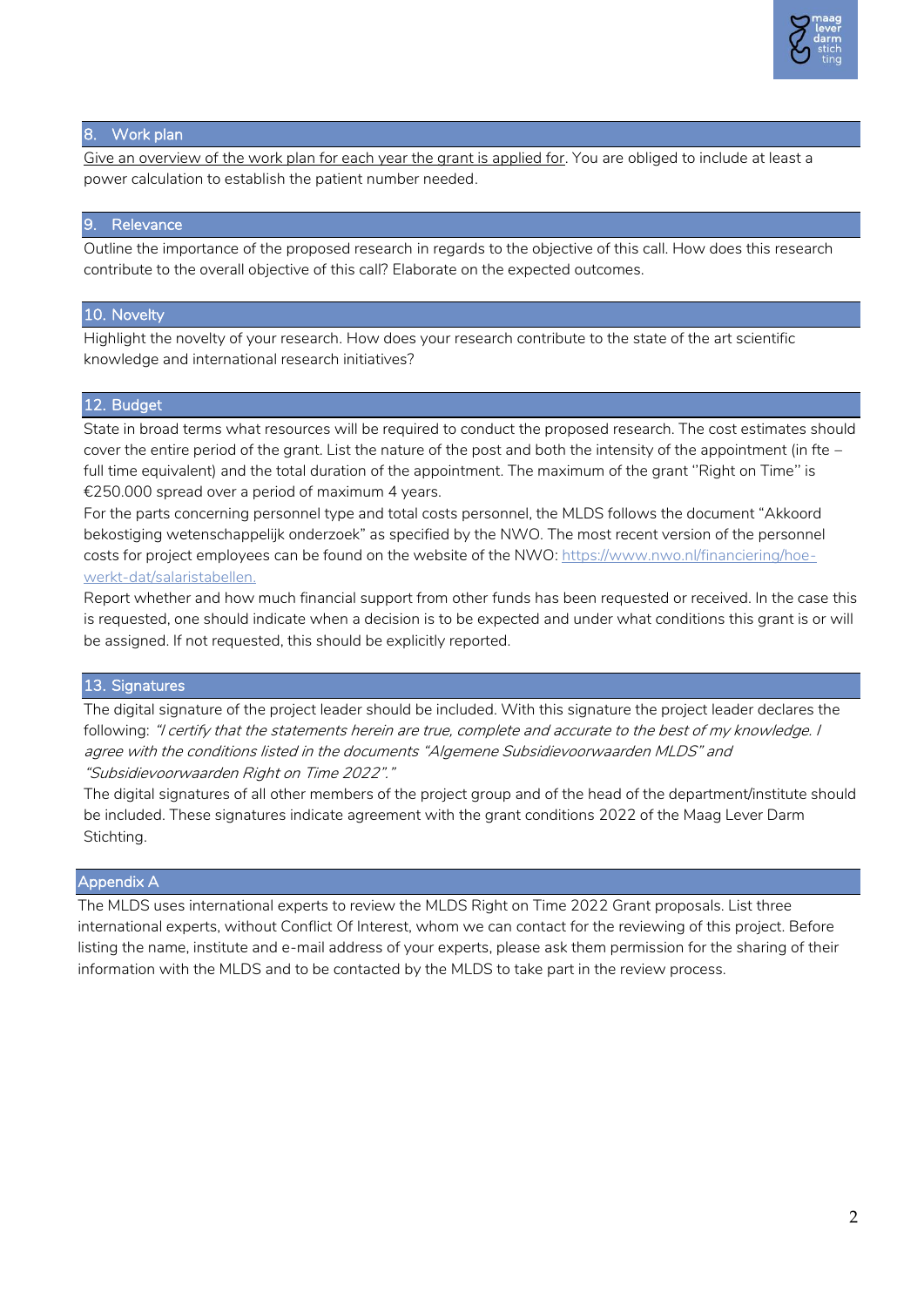## 8. Work plan

Give an overview of the work plan for each year the grant is applied for. You are obliged to include at least a power calculation to establish the patient number needed.

## 9. Relevance

Outline the importance of the proposed research in regards to the objective of this call. How does this research contribute to the overall objective of this call? Elaborate on the expected outcomes.

## 10. Novelty

Highlight the novelty of your research. How does your research contribute to the state of the art scientific knowledge and international research initiatives?

## 12. Budget

State in broad terms what resources will be required to conduct the proposed research. The cost estimates should cover the entire period of the grant. List the nature of the post and both the intensity of the appointment (in fte – full time equivalent) and the total duration of the appointment. The maximum of the grant "Right on Time" is €250.000 spread over a period of maximum 4 years.

For the parts concerning personnel type and total costs personnel, the MLDS follows the document "Akkoord bekostiging wetenschappelijk onderzoek" as specified by the NWO. The most recent version of the personnel costs for project employees can be found on the website of the NWO: https://www.nwo.nl/financiering/hoe-werkt-dat/salaristabellen.

Report whether and how much financial support from other funds has been requested or received. In the case this is requested, one should indicate when a decision is to be expected and under what conditions this grant is or will be assigned. If not requested, this should be explicitly reported.

## 13. Signatures

The digital signature of the project leader should be included. With this signature the project leader declares the following: *"I certify that the statements herein are true, complete and accurate to the best of my knowledge. I agree with the conditions listed in the documents "Algemene Subsidievoorwaarden MLDS" and "Subsidievoorwaarden Right on Time 2022"."*

The digital signatures of all other members of the project group and of the head of the department/institute should be included. These signatures indicate agreement with the grant conditions 2022 of the Maag Lever Darm Stichting.

## Appendix A

The MLDS uses international experts to review the MLDS Right on Time 2022 Grant proposals. List three international experts, without Conflict Of Interest, whom we can contact for the reviewing of this project. Before listing the name, institute and e-mail address of your experts, please ask them permission for the sharing of their information with the MLDS and to be contacted by the MLDS to take part in the review process.